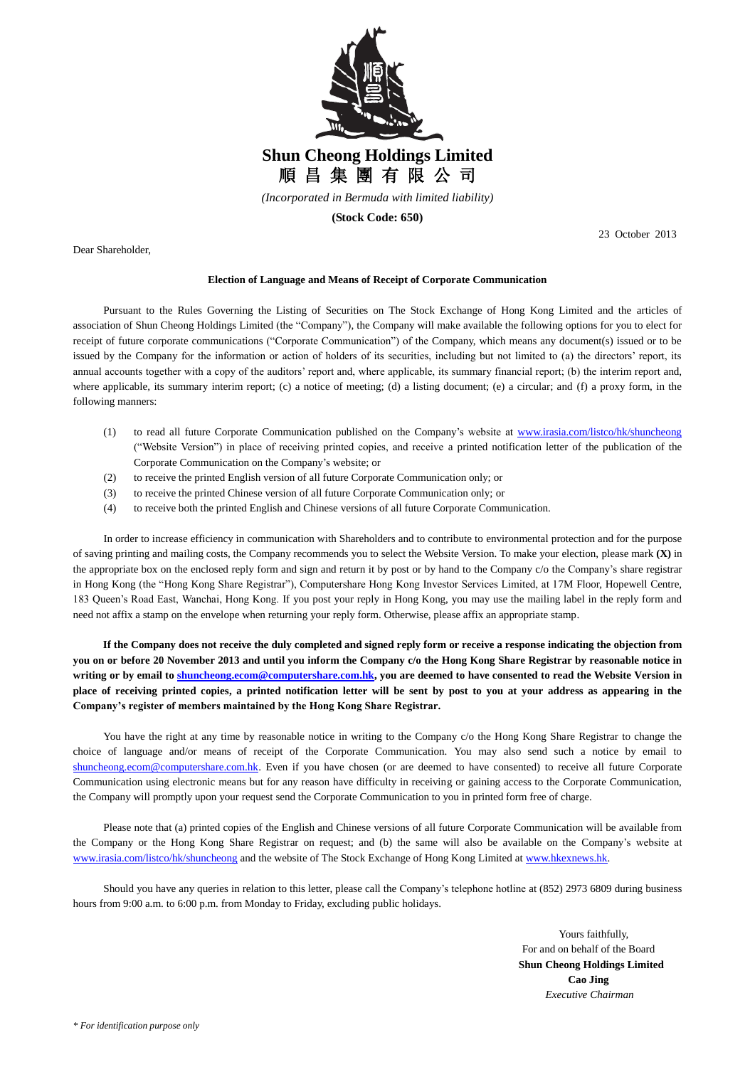# Shun Cheong Holdings Limited

# 順 昌 集 團 有 限 公 司

*(Incorporated in Bermuda with limited liability)*

**(Stock Code: 650)**

23 October 2013

Dear Shareholder,

**Election of Language and Means of Receipt of Corporate Communication**

Pursuant to the Rules Governing the Listing of Securities on The Stock Exchange of Hong Kong Limited and the articles of association of Shun Cheong Holdings Limited (the "Company"), the Company will make available the following options for you to elect for receipt of future corporate communications ("Corporate Communication") of the Company, which means any document(s) issued or to be issued by the Company for the information or action of holders of its securities, including but not limited to (a) the directors' report, its annual accounts together with a copy of the auditors' report and, where applicable, its summary financial report; (b) the interim report and, where applicable, its summary interim report; (c) a notice of meeting; (d) a listing document; (e) a circular; and (f) a proxy form, in the following manners:

(1) to read all future Corporate Communication published on the Company's website at www.irasia.com/listco/hk/shuncheong ("Website Version") in place of receiving printed copies, and receive a printed notification letter of the publication of the Corporate Communication on the Company's website; or

(2) to receive the printed English version of all future Corporate Communication only; or

(3) to receive the printed Chinese version of all future Corporate Communication only; or

(4) to receive both the printed English and Chinese versions of all future Corporate Communication.

In order to increase efficiency in communication with Shareholders and to contribute to environmental protection and for the purpose of saving printing and mailing costs, the Company recommends you to select the Website Version. To make your election, please mark **(X)** in the appropriate box on the enclosed reply form and sign and return it by post or by hand to the Company c/o the Company's share registrar in Hong Kong (the "Hong Kong Share Registrar"), Computershare Hong Kong Investor Services Limited, at 17M Floor, Hopewell Centre, 183 Queen's Road East, Wanchai, Hong Kong. If you post your reply in Hong Kong, you may use the mailing label in the reply form and need not affix a stamp on the envelope when returning your reply form. Otherwise, please affix an appropriate stamp.

**If the Company does not receive the duly completed and signed reply form or receive a response indicating the objection from you on or before 20 November 2013 and until you inform the Company c/o the Hong Kong Share Registrar by reasonable notice in writing or by email to shuncheong.ecom@computershare.com.hk, you are deemed to have consented to read the Website Version in place of receiving printed copies, a printed notification letter will be sent by post to you at your address as appearing in the Company's register of members maintained by the Hong Kong Share Registrar.**

You have the right at any time by reasonable notice in writing to the Company c/o the Hong Kong Share Registrar to change the choice of language and/or means of receipt of the Corporate Communication. You may also send such a notice by email to shuncheong.ecom@computershare.com.hk. Even if you have chosen (or are deemed to have consented) to receive all future Corporate Communication using electronic means but for any reason have difficulty in receiving or gaining access to the Corporate Communication, the Company will promptly upon your request send the Corporate Communication to you in printed form free of charge.

Please note that (a) printed copies of the English and Chinese versions of all future Corporate Communication will be available from the Company or the Hong Kong Share Registrar on request; and (b) the same will also be available on the Company's website at www.irasia.com/listco/hk/shuncheong and the website of The Stock Exchange of Hong Kong Limited at www.hkexnews.hk.

Should you have any queries in relation to this letter, please call the Company's telephone hotline at (852) 2973 6809 during business hours from 9:00 a.m. to 6:00 p.m. from Monday to Friday, excluding public holidays.

Yours faithfully,
For and on behalf of the Board
**Shun Cheong Holdings Limited**
**Cao Jing**
*Executive Chairman*

*\* For identification purpose only*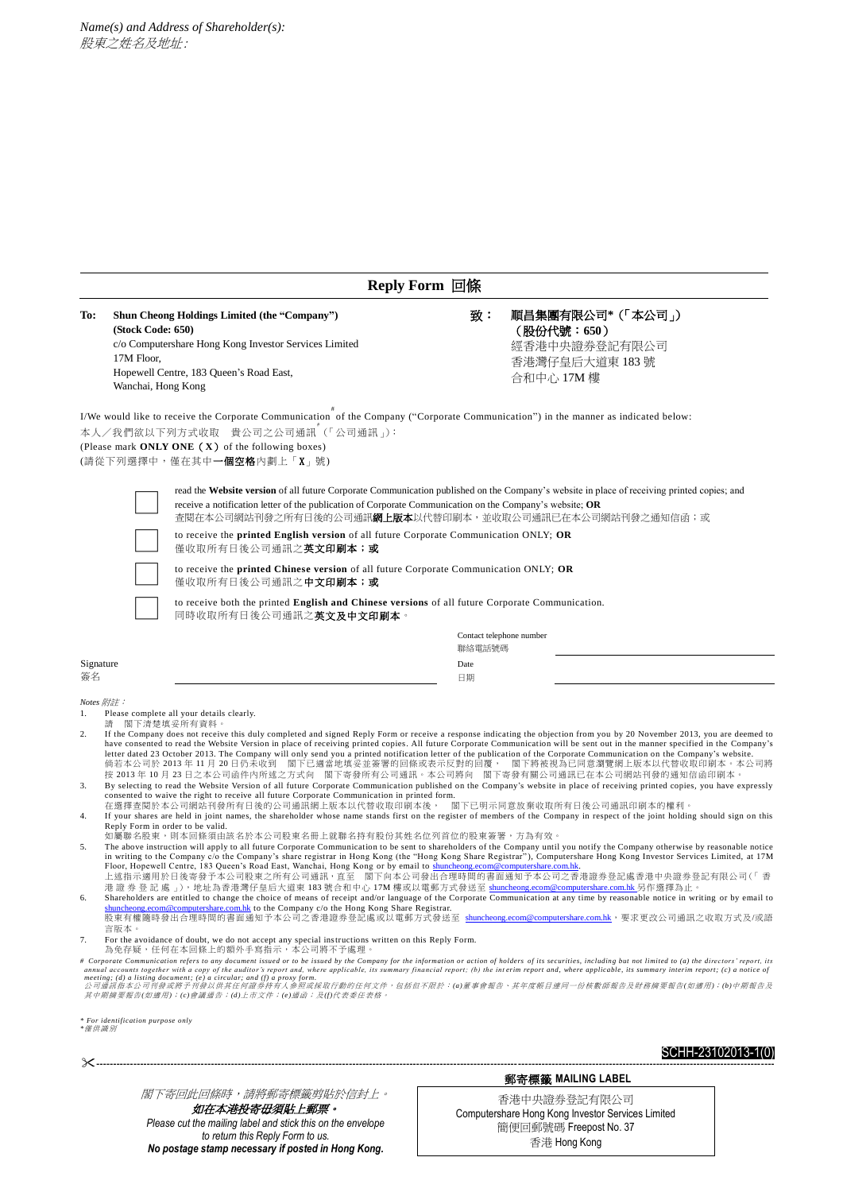*Name(s) and Address of Shareholder(s):*
*股東之姓名及地址：*

# Reply Form 回條

**To: Shun Cheong Holdings Limited (the "Company")**
**(Stock Code: 650)**
c/o Computershare Hong Kong Investor Services Limited
17M Floor,
Hopewell Centre, 183 Queen's Road East,
Wanchai, Hong Kong

**致： 順昌集團有限公司\*（「本公司」）**
**（股份代號：650）**
經香港中央證券登記有限公司
香港灣仔皇后大道東 183 號
合和中心 17M 樓

I/We would like to receive the Corporate Communication# of the Company ("Corporate Communication") in the manner as indicated below:
本人／我們欲以下列方式收取 貴公司之公司通訊#（「公司通訊」)：
(Please mark **ONLY ONE** (**X**) of the following boxes)
(請從下列選擇中，僅在其中**一個空格**內劃上「**X**」號)

☐ read the **Website version** of all future Corporate Communication published on the Company's website in place of receiving printed copies; and receive a notification letter of the publication of Corporate Communication on the Company's website; **OR**
查閱在本公司網站刊發之所有日後的公司通訊**網上版本**以代替印刷本，並收取公司通訊已在本公司網站刊發之通知信函；或

☐ to receive the **printed English version** of all future Corporate Communication ONLY; **OR**
僅收取所有日後公司通訊之**英文印刷本；或**

☐ to receive the **printed Chinese version** of all future Corporate Communication ONLY; **OR**
僅收取所有日後公司通訊之**中文印刷本；或**

☐ to receive both the printed **English and Chinese versions** of all future Corporate Communication.
同時收取所有日後公司通訊之**英文及中文印刷本**。

Contact telephone number
聯絡電話號碼 ____________________

Signature
簽名 ____________________

Date
日期 ____________________

*Notes 附註：*

1. Please complete all your details clearly.
   請 閣下清楚填妥所有資料。
2. If the Company does not receive this duly completed and signed Reply Form or receive a response indicating the objection from you by 20 November 2013, you are deemed to have consented to read the Website Version in place of receiving printed copies. All future Corporate Communication will be sent out in the manner specified in the Company's letter dated 23 October 2013. The Company will only send you a printed notification letter of the publication of the Corporate Communication on the Company's website.
   倘若本公司於 2013 年 11 月 20 日仍未收到 閣下已適當地填妥並簽署的回條或表示反對的回覆， 閣下將被視為已同意瀏覽網上版本以代替收取印刷本。本公司將按 2013 年 10 月 23 日之本公司函件內所述之方式向 閣下寄發所有公司通訊。本公司將向 閣下寄發有關公司通訊已在本公司網站刊發的通知信函印刷本。
3. By selecting to read the Website Version of all future Corporate Communication published on the Company's website in place of receiving printed copies, you have expressly consented to waive the right to receive all future Corporate Communication in printed form.
   在選擇查閱於本公司網站刊發所有日後的公司通訊網上版本以代替收取印刷本後， 閣下已明示同意放棄收取所有日後公司通訊印刷本的權利。
4. If your shares are held in joint names, the shareholder whose name stands first on the register of members of the Company in respect of the joint holding should sign on this Reply Form in order to be valid.
   如屬聯名股東，則本回條須由該名於本公司股東名冊上就聯名持有股份其姓名位列首位的股東簽署，方為有效。
5. The above instruction will apply to all future Corporate Communication to be sent to shareholders of the Company until you notify the Company otherwise by reasonable notice in writing to the Company c/o the Company's share registrar in Hong Kong (the "Hong Kong Share Registrar"), Computershare Hong Kong Investor Services Limited, at 17M Floor, Hopewell Centre, 183 Queen's Road East, Wanchai, Hong Kong or by email to shuncheong.ecom@computershare.com.hk.
   上述指示適用於日後寄發予本公司股東之所有公司通訊，直至 閣下向本公司發出合理時間的書面通知予本公司之香港證券登記處香港中央證券登記有限公司(「香港證券登記處」)，地址為香港灣仔皇后大道東 183 號合和中心 17M 樓或以電郵方式發送至 shuncheong.ecom@computershare.com.hk 另作選擇為止。
6. Shareholders are entitled to change the choice of means of receipt and/or language of the Corporate Communication at any time by reasonable notice in writing or by email to shuncheong.ecom@computershare.com.hk to the Company c/o the Hong Kong Share Registrar.
   股東有權隨時發出合理時間的書面通知予本公司之香港證券登記處或以電郵方式發送至 shuncheong.ecom@computershare.com.hk，要求更改公司通訊之收取方式及/或語言版本。
7. For the avoidance of doubt, we do not accept any special instructions written on this Reply Form.
   為免存疑，任何在本回條上的額外手寫指示，本公司將不予處理。

*# Corporate Communication refers to any document issued or to be issued by the Company for the information or action of holders of its securities, including but not limited to (a) the directors' report, its annual accounts together with a copy of the auditor's report and, where applicable, its summary financial report; (b) the interim report and, where applicable, its summary interim report; (c) a notice of meeting; (d) a listing document; (e) a circular; and (f) a proxy form.*
*公司通訊指本公司刊發或將予刊發以供其任何證券持有人參照或採取行動的任何文件，包括但不限於：(a)董事會報告、其年度帳目連同一份核數師報告及財務摘要報告(如適用)；(b)中期報告及其中期摘要報告(如適用)；(c)會議通告；(d)上市文件；(e)通函；及(f)代表委任表格。*

*\* For identification purpose only*
*\*僅供識別*

SCHH-23102013-1(0)

---

*閣下寄回此回條時，請將郵寄標籤剪貼於信封上。*
***如在本港投寄毋須貼上郵票。***
*Please cut the mailing label and stick this on the envelope to return this Reply Form to us.*
***No postage stamp necessary if posted in Hong Kong.***

**郵寄標籤 MAILING LABEL**

香港中央證券登記有限公司
Computershare Hong Kong Investor Services Limited
簡便回郵號碼 Freepost No. 37
香港 Hong Kong